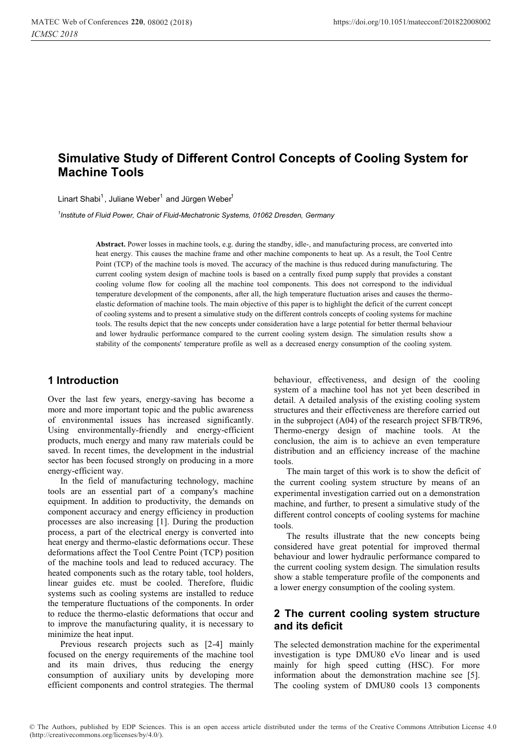# Simulative Study of Different Control Concepts of Cooling System for Machine Tools

Linart Shabi[1], Juliane Weber[1] and Jürgen Weber[1]

[1] *Institute of Fluid Power, Chair of Fluid-Mechatronic Systems, 01062 Dresden, Germany*

**Abstract.** Power losses in machine tools, e.g. during the standby, idle-, and manufacturing process, are converted into heat energy. This causes the machine frame and other machine components to heat up. As a result, the Tool Centre Point (TCP) of the machine tools is moved. The accuracy of the machine is thus reduced during manufacturing. The current cooling system design of machine tools is based on a centrally fixed pump supply that provides a constant cooling volume flow for cooling all the machine tool components. This does not correspond to the individual temperature development of the components, after all, the high temperature fluctuation arises and causes the thermo-elastic deformation of machine tools. The main objective of this paper is to highlight the deficit of the current concept of cooling systems and to present a simulative study on the different controls concepts of cooling systems for machine tools. The results depict that the new concepts under consideration have a large potential for better thermal behaviour and lower hydraulic performance compared to the current cooling system design. The simulation results show a stability of the components' temperature profile as well as a decreased energy consumption of the cooling system.

## 1 Introduction

Over the last few years, energy-saving has become a more and more important topic and the public awareness of environmental issues has increased significantly. Using environmentally-friendly and energy-efficient products, much energy and many raw materials could be saved. In recent times, the development in the industrial sector has been focused strongly on producing in a more energy-efficient way.

In the field of manufacturing technology, machine tools are an essential part of a company's machine equipment. In addition to productivity, the demands on component accuracy and energy efficiency in production processes are also increasing [1]. During the production process, a part of the electrical energy is converted into heat energy and thermo-elastic deformations occur. These deformations affect the Tool Centre Point (TCP) position of the machine tools and lead to reduced accuracy. The heated components such as the rotary table, tool holders, linear guides etc. must be cooled. Therefore, fluidic systems such as cooling systems are installed to reduce the temperature fluctuations of the components. In order to reduce the thermo-elastic deformations that occur and to improve the manufacturing quality, it is necessary to minimize the heat input.

Previous research projects such as [2-4] mainly focused on the energy requirements of the machine tool and its main drives, thus reducing the energy consumption of auxiliary units by developing more efficient components and control strategies. The thermal behaviour, effectiveness, and design of the cooling system of a machine tool has not yet been described in detail. A detailed analysis of the existing cooling system structures and their effectiveness are therefore carried out in the subproject (A04) of the research project SFB/TR96, Thermo-energy design of machine tools. At the conclusion, the aim is to achieve an even temperature distribution and an efficiency increase of the machine tools.

The main target of this work is to show the deficit of the current cooling system structure by means of an experimental investigation carried out on a demonstration machine, and further, to present a simulative study of the different control concepts of cooling systems for machine tools.

The results illustrate that the new concepts being considered have great potential for improved thermal behaviour and lower hydraulic performance compared to the current cooling system design. The simulation results show a stable temperature profile of the components and a lower energy consumption of the cooling system.

## 2 The current cooling system structure and its deficit

The selected demonstration machine for the experimental investigation is type DMU80 eVo linear and is used mainly for high speed cutting (HSC). For more information about the demonstration machine see [5]. The cooling system of DMU80 cools 13 components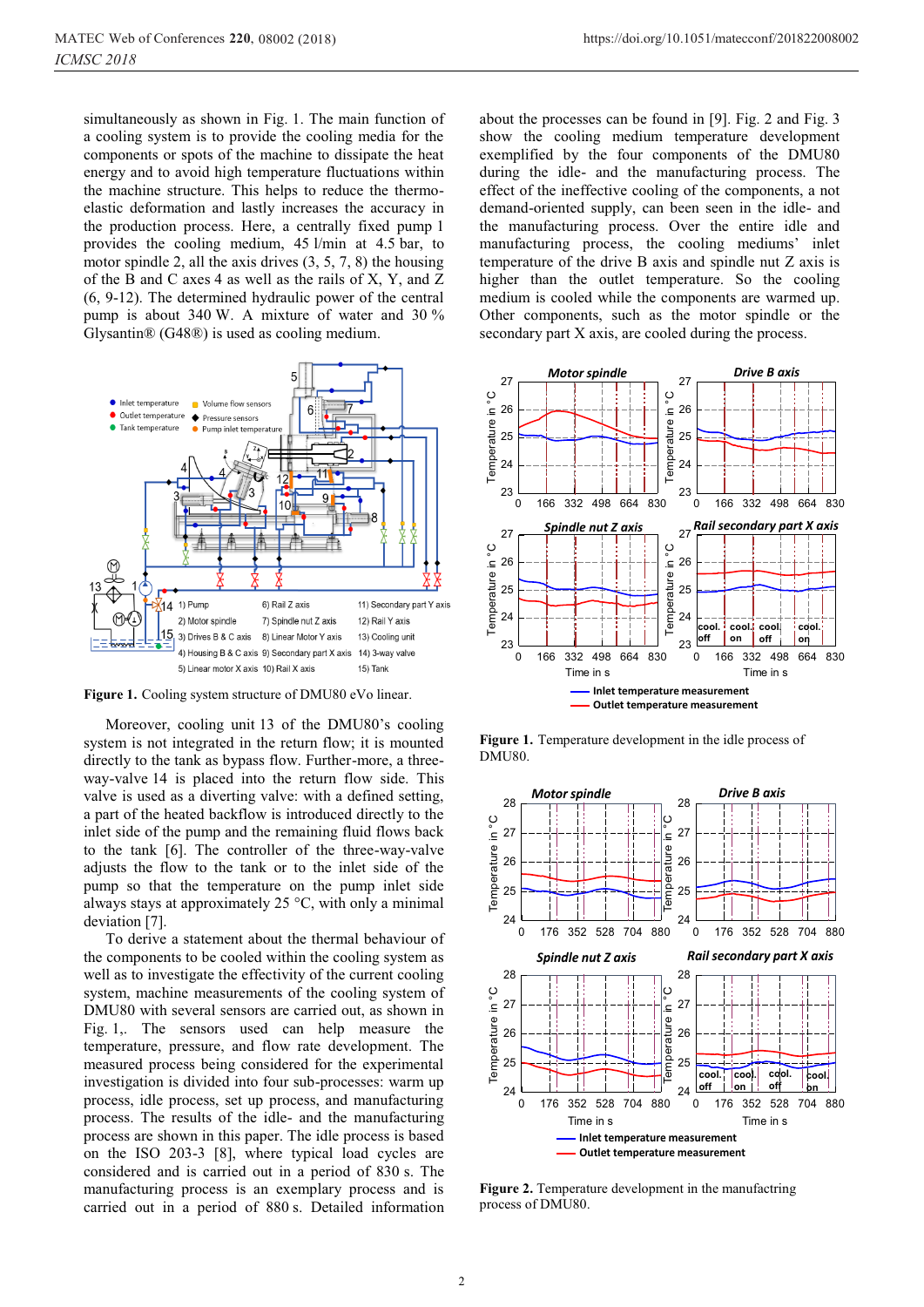simultaneously as shown in Fig. 1. The main function of a cooling system is to provide the cooling media for the components or spots of the machine to dissipate the heat energy and to avoid high temperature fluctuations within the machine structure. This helps to reduce the thermo-elastic deformation and lastly increases the accuracy in the production process. Here, a centrally fixed pump 1 provides the cooling medium, 45 l/min at 4.5 bar, to motor spindle 2, all the axis drives (3, 5, 7, 8) the housing of the B and C axes 4 as well as the rails of X, Y, and Z (6, 9-12). The determined hydraulic power of the central pump is about 340 W. A mixture of water and 30 % Glysantin® (G48®) is used as cooling medium.

**Figure 1.** Cooling system structure of DMU80 eVo linear.

Moreover, cooling unit 13 of the DMU80's cooling system is not integrated in the return flow; it is mounted directly to the tank as bypass flow. Further-more, a three-way-valve 14 is placed into the return flow side. This valve is used as a diverting valve: with a defined setting, a part of the heated backflow is introduced directly to the inlet side of the pump and the remaining fluid flows back to the tank [6]. The controller of the three-way-valve adjusts the flow to the tank or to the inlet side of the pump so that the temperature on the pump inlet side always stays at approximately 25 °C, with only a minimal deviation [7].

To derive a statement about the thermal behaviour of the components to be cooled within the cooling system as well as to investigate the effectivity of the current cooling system, machine measurements of the cooling system of DMU80 with several sensors are carried out, as shown in Fig. 1,. The sensors used can help measure the temperature, pressure, and flow rate development. The measured process being considered for the experimental investigation is divided into four sub-processes: warm up process, idle process, set up process, and manufacturing process. The results of the idle- and the manufacturing process are shown in this paper. The idle process is based on the ISO 203-3 [8], where typical load cycles are considered and is carried out in a period of 830 s. The manufacturing process is an exemplary process and is carried out in a period of 880 s. Detailed information about the processes can be found in [9]. Fig. 2 and Fig. 3 show the cooling medium temperature development exemplified by the four components of the DMU80 during the idle- and the manufacturing process. The effect of the ineffective cooling of the components, a not demand-oriented supply, can been seen in the idle- and the manufacturing process. Over the entire idle and manufacturing process, the cooling mediums' inlet temperature of the drive B axis and spindle nut Z axis is higher than the outlet temperature. So the cooling medium is cooled while the components are warmed up. Other components, such as the motor spindle or the secondary part X axis, are cooled during the process.

**Figure 1.** Temperature development in the idle process of DMU80.

**Figure 2.** Temperature development in the manufactring process of DMU80.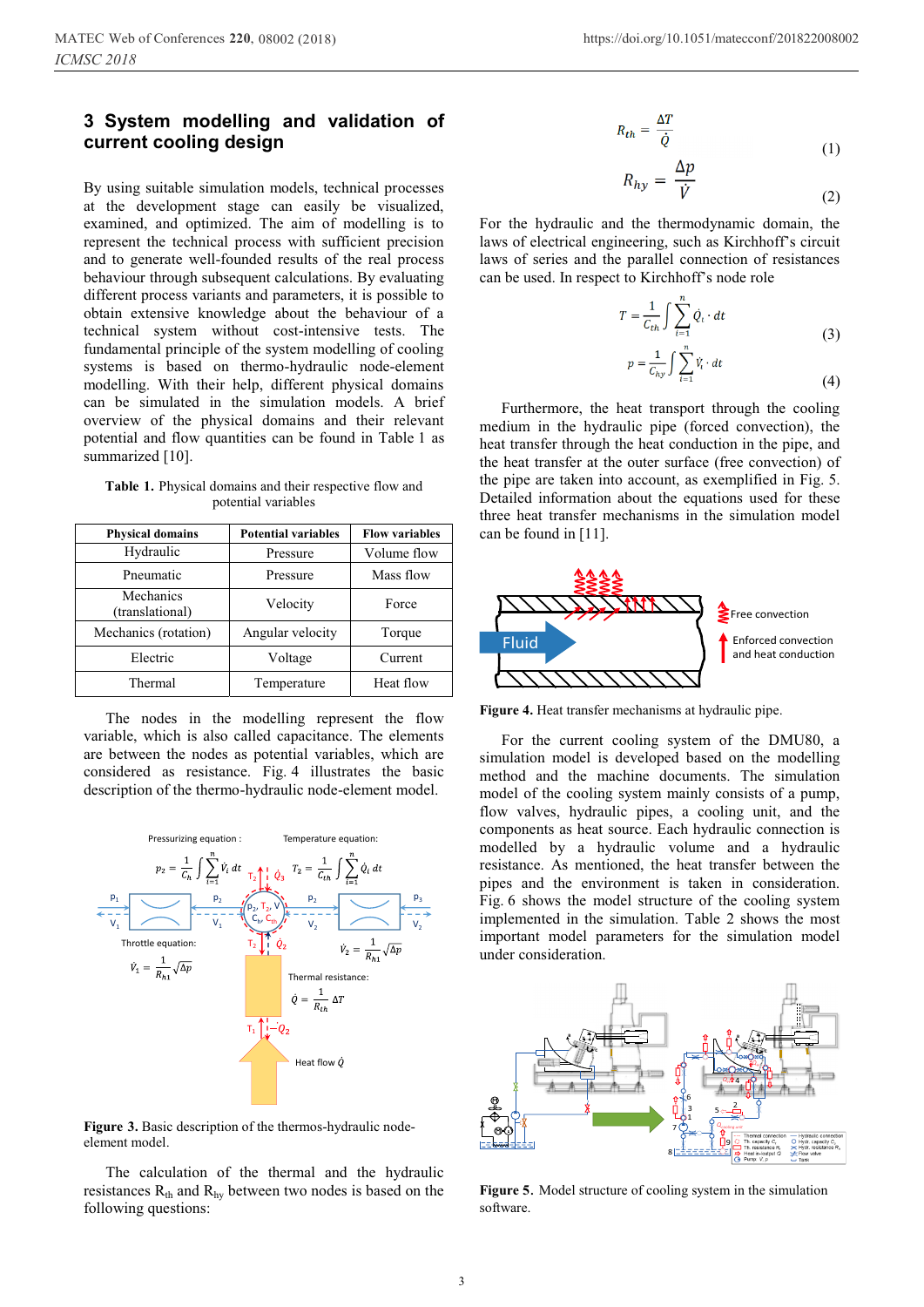## 3 System modelling and validation of current cooling design

By using suitable simulation models, technical processes at the development stage can easily be visualized, examined, and optimized. The aim of modelling is to represent the technical process with sufficient precision and to generate well-founded results of the real process behaviour through subsequent calculations. By evaluating different process variants and parameters, it is possible to obtain extensive knowledge about the behaviour of a technical system without cost-intensive tests. The fundamental principle of the system modelling of cooling systems is based on thermo-hydraulic node-element modelling. With their help, different physical domains can be simulated in the simulation models. A brief overview of the physical domains and their relevant potential and flow quantities can be found in Table 1 as summarized [10].

**Table 1.** Physical domains and their respective flow and potential variables

| Physical domains | Potential variables | Flow variables |
|---|---|---|
| Hydraulic | Pressure | Volume flow |
| Pneumatic | Pressure | Mass flow |
| Mechanics (translational) | Velocity | Force |
| Mechanics (rotation) | Angular velocity | Torque |
| Electric | Voltage | Current |
| Thermal | Temperature | Heat flow |

The nodes in the modelling represent the flow variable, which is also called capacitance. The elements are between the nodes as potential variables, which are considered as resistance. Fig. 4 illustrates the basic description of the thermo-hydraulic node-element model.

**Figure 3.** Basic description of the thermos-hydraulic node-element model.

The calculation of the thermal and the hydraulic resistances $R_{th}$ and $R_{hy}$ between two nodes is based on the following questions:

$$R_{th} = \frac{\Delta T}{\dot{Q}} \tag{1}$$

$$R_{hy} = \frac{\Delta p}{\dot{V}} \tag{2}$$

For the hydraulic and the thermodynamic domain, the laws of electrical engineering, such as Kirchhoff's circuit laws of series and the parallel connection of resistances can be used. In respect to Kirchhoff's node role

$$T = \frac{1}{C_{th}} \int \sum_{i=1}^{n} \dot{Q}_i \cdot dt \tag{3}$$

$$p = \frac{1}{C_{hy}} \int \sum_{i=1}^{n} \dot{V}_i \cdot dt \tag{4}$$

Furthermore, the heat transport through the cooling medium in the hydraulic pipe (forced convection), the heat transfer through the heat conduction in the pipe, and the heat transfer at the outer surface (free convection) of the pipe are taken into account, as exemplified in Fig. 5. Detailed information about the equations used for these three heat transfer mechanisms in the simulation model can be found in [11].

**Figure 4.** Heat transfer mechanisms at hydraulic pipe.

For the current cooling system of the DMU80, a simulation model is developed based on the modelling method and the machine documents. The simulation model of the cooling system mainly consists of a pump, flow valves, hydraulic pipes, a cooling unit, and the components as heat source. Each hydraulic connection is modelled by a hydraulic volume and a hydraulic resistance. As mentioned, the heat transfer between the pipes and the environment is taken in consideration. Fig. 6 shows the model structure of the cooling system implemented in the simulation. Table 2 shows the most important model parameters for the simulation model under consideration.

**Figure 5.** Model structure of cooling system in the simulation software.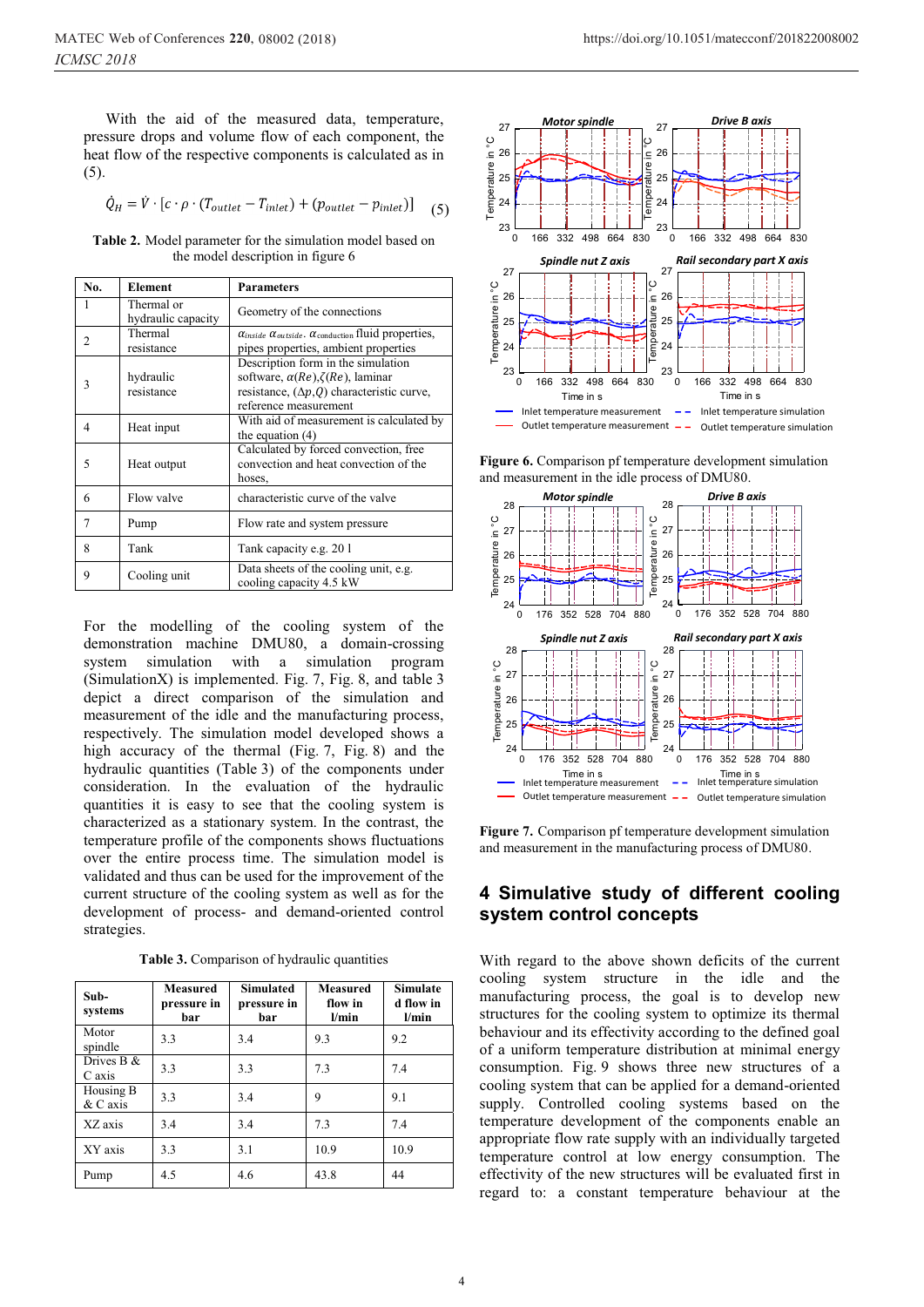With the aid of the measured data, temperature, pressure drops and volume flow of each component, the heat flow of the respective components is calculated as in (5).

$$\dot{Q}_H = \dot{V} \cdot [c \cdot \rho \cdot (T_{outlet} - T_{inlet}) + (p_{outlet} - p_{inlet})] \quad (5)$$

**Table 2.** Model parameter for the simulation model based on the model description in figure 6

| No. | Element | Parameters |
|---|---|---|
| 1 | Thermal or hydraulic capacity | Geometry of the connections |
| 2 | Thermal resistance | $\alpha_{inside}$ $\alpha_{outside}$, $\alpha_{conduction}$ fluid properties, pipes properties, ambient properties |
| 3 | hydraulic resistance | Description form in the simulation software, $\alpha(Re)$,$\zeta(Re)$, laminar resistance, $(\Delta p,Q)$ characteristic curve, reference measurement |
| 4 | Heat input | With aid of measurement is calculated by the equation (4) |
| 5 | Heat output | Calculated by forced convection, free convection and heat convection of the hoses, |
| 6 | Flow valve | characteristic curve of the valve |
| 7 | Pump | Flow rate and system pressure |
| 8 | Tank | Tank capacity e.g. 20 l |
| 9 | Cooling unit | Data sheets of the cooling unit, e.g. cooling capacity 4.5 kW |

For the modelling of the cooling system of the demonstration machine DMU80, a domain-crossing system simulation with a simulation program (SimulationX) is implemented. Fig. 7, Fig. 8, and table 3 depict a direct comparison of the simulation and measurement of the idle and the manufacturing process, respectively. The simulation model developed shows a high accuracy of the thermal (Fig. 7, Fig. 8) and the hydraulic quantities (Table 3) of the components under consideration. In the evaluation of the hydraulic quantities it is easy to see that the cooling system is characterized as a stationary system. In the contrast, the temperature profile of the components shows fluctuations over the entire process time. The simulation model is validated and thus can be used for the improvement of the current structure of the cooling system as well as for the development of process- and demand-oriented control strategies.

**Table 3.** Comparison of hydraulic quantities

| Sub-systems | Measured pressure in bar | Simulated pressure in bar | Measured flow in l/min | Simulated flow in l/min |
|---|---|---|---|---|
| Motor spindle | 3.3 | 3.4 | 9.3 | 9.2 |
| Drives B & C axis | 3.3 | 3.3 | 7.3 | 7.4 |
| Housing B & C axis | 3.3 | 3.4 | 9 | 9.1 |
| XZ axis | 3.4 | 3.4 | 7.3 | 7.4 |
| XY axis | 3.3 | 3.1 | 10.9 | 10.9 |
| Pump | 4.5 | 4.6 | 43.8 | 44 |

**Figure 6.** Comparison pf temperature development simulation and measurement in the idle process of DMU80.

**Figure 7.** Comparison pf temperature development simulation and measurement in the manufacturing process of DMU80.

## 4 Simulative study of different cooling system control concepts

With regard to the above shown deficits of the current cooling system structure in the idle and the manufacturing process, the goal is to develop new structures for the cooling system to optimize its thermal behaviour and its effectivity according to the defined goal of a uniform temperature distribution at minimal energy consumption. Fig. 9 shows three new structures of a cooling system that can be applied for a demand-oriented supply. Controlled cooling systems based on the temperature development of the components enable an appropriate flow rate supply with an individually targeted temperature control at low energy consumption. The effectivity of the new structures will be evaluated first in regard to: a constant temperature behaviour at the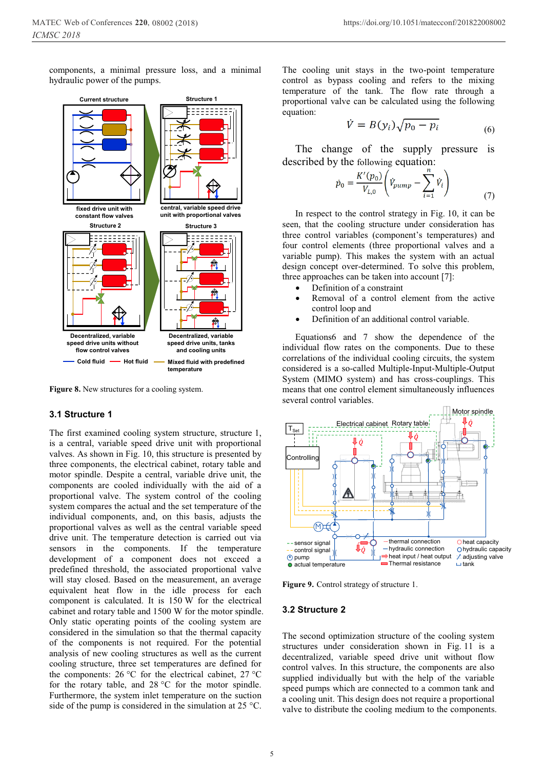components, a minimal pressure loss, and a minimal hydraulic power of the pumps.

Figure 8. New structures for a cooling system.

### 3.1 Structure 1

The first examined cooling system structure, structure 1, is a central, variable speed drive unit with proportional valves. As shown in Fig. 10, this structure is presented by three components, the electrical cabinet, rotary table and motor spindle. Despite a central, variable drive unit, the components are cooled individually with the aid of a proportional valve. The system control of the cooling system compares the actual and the set temperature of the individual components, and, on this basis, adjusts the proportional valves as well as the central variable speed drive unit. The temperature detection is carried out via sensors in the components. If the temperature development of a component does not exceed a predefined threshold, the associated proportional valve will stay closed. Based on the measurement, an average equivalent heat flow in the idle process for each component is calculated. It is 150 W for the electrical cabinet and rotary table and 1500 W for the motor spindle. Only static operating points of the cooling system are considered in the simulation so that the thermal capacity of the components is not required. For the potential analysis of new cooling structures as well as the current cooling structure, three set temperatures are defined for the components: 26 °C for the electrical cabinet, 27 °C for the rotary table, and 28 °C for the motor spindle. Furthermore, the system inlet temperature on the suction side of the pump is considered in the simulation at 25 °C.

The cooling unit stays in the two-point temperature control as bypass cooling and refers to the mixing temperature of the tank. The flow rate through a proportional valve can be calculated using the following equation:

$$\dot{V} = B(y_i)\sqrt{p_0 - p_i} \tag{6}$$

The change of the supply pressure is described by the following equation:

$$\dot{p}_0 = \frac{K'(p_0)}{V_{L,0}}\left(\dot{V}_{pump} - \sum_{i=1}^{n} \dot{V}_i\right) \tag{7}$$

In respect to the control strategy in Fig. 10, it can be seen, that the cooling structure under consideration has three control variables (component's temperatures) and four control elements (three proportional valves and a variable pump). This makes the system with an actual design concept over-determined. To solve this problem, three approaches can be taken into account [7]:

- Definition of a constraint
- Removal of a control element from the active control loop and
- Definition of an additional control variable.

Equations6 and 7 show the dependence of the individual flow rates on the components. Due to these correlations of the individual cooling circuits, the system considered is a so-called Multiple-Input-Multiple-Output System (MIMO system) and has cross-couplings. This means that one control element simultaneously influences several control variables.

Figure 9. Control strategy of structure 1.

### 3.2 Structure 2

The second optimization structure of the cooling system structures under consideration shown in Fig. 11 is a decentralized, variable speed drive unit without flow control valves. In this structure, the components are also supplied individually but with the help of variable speed pumps which are connected to a common tank and a cooling unit. This design does not require a proportional valve to distribute the cooling medium to the components.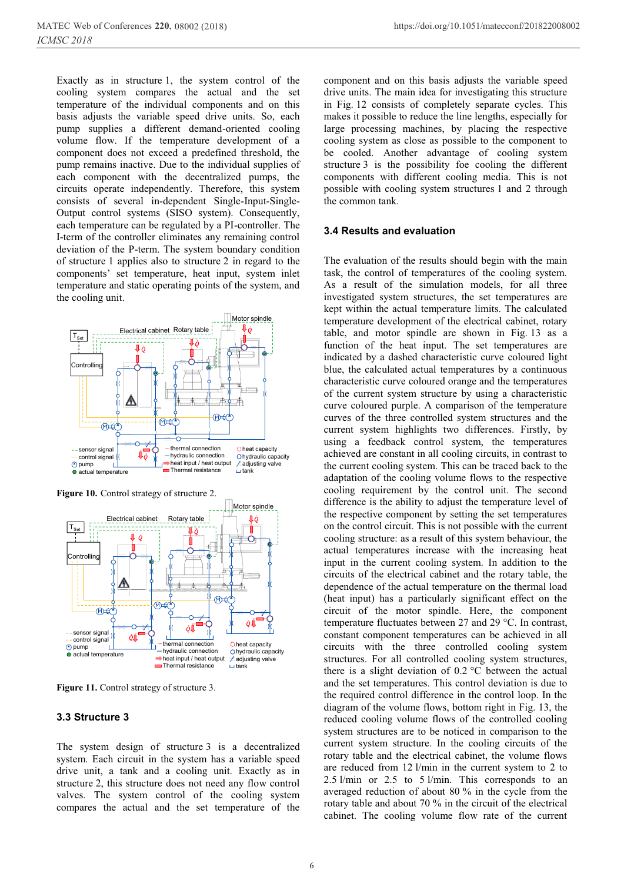Exactly as in structure 1, the system control of the cooling system compares the actual and the set temperature of the individual components and on this basis adjusts the variable speed drive units. So, each pump supplies a different demand-oriented cooling volume flow. If the temperature development of a component does not exceed a predefined threshold, the pump remains inactive. Due to the individual supplies of each component with the decentralized pumps, the circuits operate independently. Therefore, this system consists of several in-dependent Single-Input-Single-Output control systems (SISO system). Consequently, each temperature can be regulated by a PI-controller. The I-term of the controller eliminates any remaining control deviation of the P-term. The system boundary condition of structure 1 applies also to structure 2 in regard to the components' set temperature, heat input, system inlet temperature and static operating points of the system, and the cooling unit.

**Figure 10.** Control strategy of structure 2.

**Figure 11.** Control strategy of structure 3.

### 3.3 Structure 3

The system design of structure 3 is a decentralized system. Each circuit in the system has a variable speed drive unit, a tank and a cooling unit. Exactly as in structure 2, this structure does not need any flow control valves. The system control of the cooling system compares the actual and the set temperature of the component and on this basis adjusts the variable speed drive units. The main idea for investigating this structure in Fig. 12 consists of completely separate cycles. This makes it possible to reduce the line lengths, especially for large processing machines, by placing the respective cooling system as close as possible to the component to be cooled. Another advantage of cooling system structure 3 is the possibility foe cooling the different components with different cooling media. This is not possible with cooling system structures 1 and 2 through the common tank.

### 3.4 Results and evaluation

The evaluation of the results should begin with the main task, the control of temperatures of the cooling system. As a result of the simulation models, for all three investigated system structures, the set temperatures are kept within the actual temperature limits. The calculated temperature development of the electrical cabinet, rotary table, and motor spindle are shown in Fig. 13 as a function of the heat input. The set temperatures are indicated by a dashed characteristic curve coloured light blue, the calculated actual temperatures by a continuous characteristic curve coloured orange and the temperatures of the current system structure by using a characteristic curve coloured purple. A comparison of the temperature curves of the three controlled system structures and the current system highlights two differences. Firstly, by using a feedback control system, the temperatures achieved are constant in all cooling circuits, in contrast to the current cooling system. This can be traced back to the adaptation of the cooling volume flows to the respective cooling requirement by the control unit. The second difference is the ability to adjust the temperature level of the respective component by setting the set temperatures on the control circuit. This is not possible with the current cooling structure: as a result of this system behaviour, the actual temperatures increase with the increasing heat input in the current cooling system. In addition to the circuits of the electrical cabinet and the rotary table, the dependence of the actual temperature on the thermal load (heat input) has a particularly significant effect on the circuit of the motor spindle. Here, the component temperature fluctuates between 27 and 29 °C. In contrast, constant component temperatures can be achieved in all circuits with the three controlled cooling system structures. For all controlled cooling system structures, there is a slight deviation of 0.2 °C between the actual and the set temperatures. This control deviation is due to the required control difference in the control loop. In the diagram of the volume flows, bottom right in Fig. 13, the reduced cooling volume flows of the controlled cooling system structures are to be noticed in comparison to the current system structure. In the cooling circuits of the rotary table and the electrical cabinet, the volume flows are reduced from 12 l/min in the current system to 2 to 2.5 l/min or 2.5 to 5 l/min. This corresponds to an averaged reduction of about 80 % in the cycle from the rotary table and about 70 % in the circuit of the electrical cabinet. The cooling volume flow rate of the current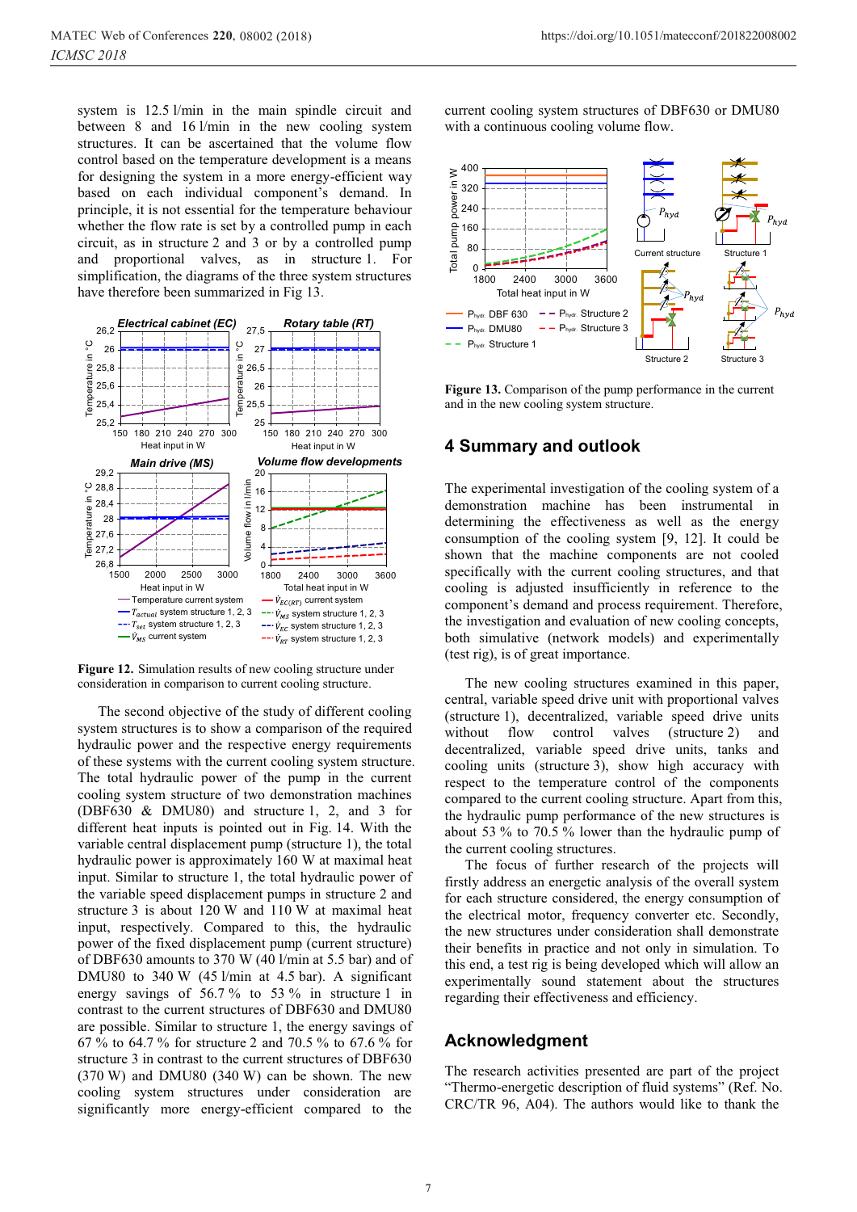system is 12.5 l/min in the main spindle circuit and between 8 and 16 l/min in the new cooling system structures. It can be ascertained that the volume flow control based on the temperature development is a means for designing the system in a more energy-efficient way based on each individual component's demand. In principle, it is not essential for the temperature behaviour whether the flow rate is set by a controlled pump in each circuit, as in structure 2 and 3 or by a controlled pump and proportional valves, as in structure 1. For simplification, the diagrams of the three system structures have therefore been summarized in Fig 13.

**Figure 12.** Simulation results of new cooling structure under consideration in comparison to current cooling structure.

The second objective of the study of different cooling system structures is to show a comparison of the required hydraulic power and the respective energy requirements of these systems with the current cooling system structure. The total hydraulic power of the pump in the current cooling system structure of two demonstration machines (DBF630 & DMU80) and structure 1, 2, and 3 for different heat inputs is pointed out in Fig. 14. With the variable central displacement pump (structure 1), the total hydraulic power is approximately 160 W at maximal heat input. Similar to structure 1, the total hydraulic power of the variable speed displacement pumps in structure 2 and structure 3 is about 120 W and 110 W at maximal heat input, respectively. Compared to this, the hydraulic power of the fixed displacement pump (current structure) of DBF630 amounts to 370 W (40 l/min at 5.5 bar) and of DMU80 to 340 W (45 l/min at 4.5 bar). A significant energy savings of 56.7 % to 53 % in structure 1 in contrast to the current structures of DBF630 and DMU80 are possible. Similar to structure 1, the energy savings of 67 % to 64.7 % for structure 2 and 70.5 % to 67.6 % for structure 3 in contrast to the current structures of DBF630 (370 W) and DMU80 (340 W) can be shown. The new cooling system structures under consideration are significantly more energy-efficient compared to the current cooling system structures of DBF630 or DMU80 with a continuous cooling volume flow.

**Figure 13.** Comparison of the pump performance in the current and in the new cooling system structure.

## 4 Summary and outlook

The experimental investigation of the cooling system of a demonstration machine has been instrumental in determining the effectiveness as well as the energy consumption of the cooling system [9, 12]. It could be shown that the machine components are not cooled specifically with the current cooling structures, and that cooling is adjusted insufficiently in reference to the component's demand and process requirement. Therefore, the investigation and evaluation of new cooling concepts, both simulative (network models) and experimentally (test rig), is of great importance.

The new cooling structures examined in this paper, central, variable speed drive unit with proportional valves (structure 1), decentralized, variable speed drive units without flow control valves (structure 2) and decentralized, variable speed drive units, tanks and cooling units (structure 3), show high accuracy with respect to the temperature control of the components compared to the current cooling structure. Apart from this, the hydraulic pump performance of the new structures is about 53 % to 70.5 % lower than the hydraulic pump of the current cooling structures.

The focus of further research of the projects will firstly address an energetic analysis of the overall system for each structure considered, the energy consumption of the electrical motor, frequency converter etc. Secondly, the new structures under consideration shall demonstrate their benefits in practice and not only in simulation. To this end, a test rig is being developed which will allow an experimentally sound statement about the structures regarding their effectiveness and efficiency.

## Acknowledgment

The research activities presented are part of the project "Thermo-energetic description of fluid systems" (Ref. No. CRC/TR 96, A04). The authors would like to thank the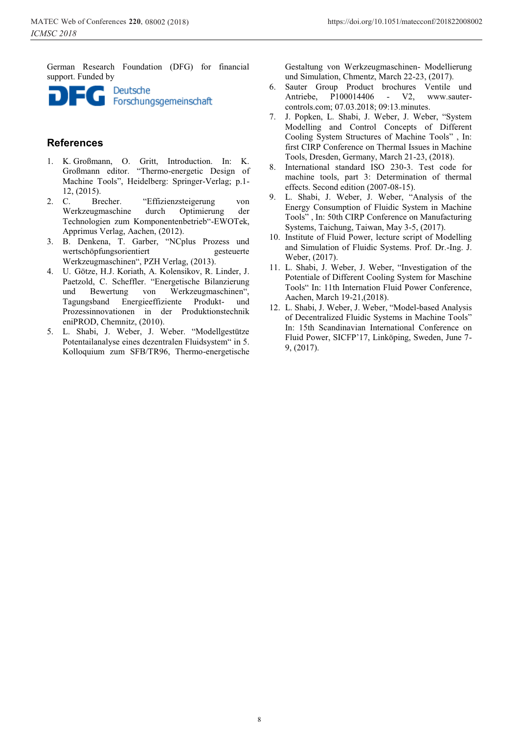German Research Foundation (DFG) for financial support. Funded by

Deutsche Forschungsgemeinschaft

## References

1. K. Großmann, O. Gritt, Introduction. In: K. Großmann editor. "Thermo-energetic Design of Machine Tools", Heidelberg: Springer-Verlag; p.1-12, (2015).
2. C. Brecher. "Effizienzsteigerung von Werkzeugmaschine durch Optimierung der Technologien zum Komponentenbetrieb"-EWOTek, Apprimus Verlag, Aachen, (2012).
3. B. Denkena, T. Garber, "NCplus Prozess und wertschöpfungsorientiert gesteuerte Werkzeugmaschinen", PZH Verlag, (2013).
4. U. Götze, H.J. Koriath, A. Kolensikov, R. Linder, J. Paetzold, C. Scheffler. "Energetische Bilanzierung und Bewertung von Werkzeugmaschinen", Tagungsband Energieeffiziente Produkt- und Prozessinnovationen in der Produktionstechnik eniPROD, Chemnitz, (2010).
5. L. Shabi, J. Weber, J. Weber. "Modellgestütze Potentailanalyse eines dezentralen Fluidsystem" in 5. Kolloquium zum SFB/TR96, Thermo-energetische Gestaltung von Werkzeugmaschinen- Modellierung und Simulation, Chmentz, March 22-23, (2017).
6. Sauter Group Product brochures Ventile und Antriebe, P100014406 - V2, www.sauter-controls.com; 07.03.2018; 09:13.minutes.
7. J. Popken, L. Shabi, J. Weber, J. Weber, "System Modelling and Control Concepts of Different Cooling System Structures of Machine Tools" , In: first CIRP Conference on Thermal Issues in Machine Tools, Dresden, Germany, March 21-23, (2018).
8. International standard ISO 230-3. Test code for machine tools, part 3: Determination of thermal effects. Second edition (2007-08-15).
9. L. Shabi, J. Weber, J. Weber, "Analysis of the Energy Consumption of Fluidic System in Machine Tools" , In: 50th CIRP Conference on Manufacturing Systems, Taichung, Taiwan, May 3-5, (2017).
10. Institute of Fluid Power, lecture script of Modelling and Simulation of Fluidic Systems. Prof. Dr.-Ing. J. Weber, (2017).
11. L. Shabi, J. Weber, J. Weber, "Investigation of the Potentiale of Different Cooling System for Maschine Tools" In: 11th Internation Fluid Power Conference, Aachen, March 19-21,(2018).
12. L. Shabi, J. Weber, J. Weber, "Model-based Analysis of Decentralized Fluidic Systems in Machine Tools" In: 15th Scandinavian International Conference on Fluid Power, SICFP'17, Linköping, Sweden, June 7-9, (2017).